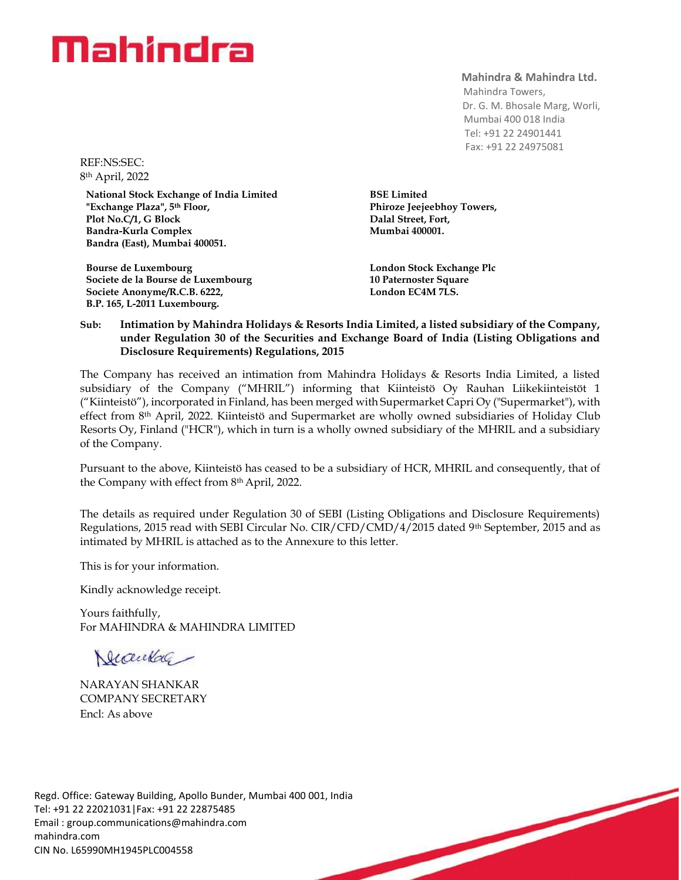# Mahindra

**Mahindra & Mahindra Ltd.**
Mahindra Towers,
Dr. G. M. Bhosale Marg, Worli,
Mumbai 400 018 India
Tel: +91 22 24901441
Fax: +91 22 24975081

REF:NS:SEC:
8th April, 2022

**National Stock Exchange of India Limited**
**"Exchange Plaza", 5th Floor,**
**Plot No.C/1, G Block**
**Bandra-Kurla Complex**
**Bandra (East), Mumbai 400051.**

**BSE Limited**
**Phiroze Jeejeebhoy Towers,**
**Dalal Street, Fort,**
**Mumbai 400001.**

**Bourse de Luxembourg**
**Societe de la Bourse de Luxembourg**
**Societe Anonyme/R.C.B. 6222,**
**B.P. 165, L-2011 Luxembourg.**

**London Stock Exchange Plc**
**10 Paternoster Square**
**London EC4M 7LS.**

**Sub: Intimation by Mahindra Holidays & Resorts India Limited, a listed subsidiary of the Company, under Regulation 30 of the Securities and Exchange Board of India (Listing Obligations and Disclosure Requirements) Regulations, 2015**

The Company has received an intimation from Mahindra Holidays & Resorts India Limited, a listed subsidiary of the Company ("MHRIL") informing that Kiinteistö Oy Rauhan Liikekiinteistöt 1 ("Kiinteistö"), incorporated in Finland, has been merged with Supermarket Capri Oy ("Supermarket"), with effect from 8th April, 2022. Kiinteistö and Supermarket are wholly owned subsidiaries of Holiday Club Resorts Oy, Finland ("HCR"), which in turn is a wholly owned subsidiary of the MHRIL and a subsidiary of the Company.

Pursuant to the above, Kiinteistö has ceased to be a subsidiary of HCR, MHRIL and consequently, that of the Company with effect from 8th April, 2022.

The details as required under Regulation 30 of SEBI (Listing Obligations and Disclosure Requirements) Regulations, 2015 read with SEBI Circular No. CIR/CFD/CMD/4/2015 dated 9th September, 2015 and as intimated by MHRIL is attached as to the Annexure to this letter.

This is for your information.

Kindly acknowledge receipt.

Yours faithfully,
For MAHINDRA & MAHINDRA LIMITED

NARAYAN SHANKAR
COMPANY SECRETARY
Encl: As above

Regd. Office: Gateway Building, Apollo Bunder, Mumbai 400 001, India
Tel: +91 22 22021031|Fax: +91 22 22875485
Email : group.communications@mahindra.com
mahindra.com
CIN No. L65990MH1945PLC004558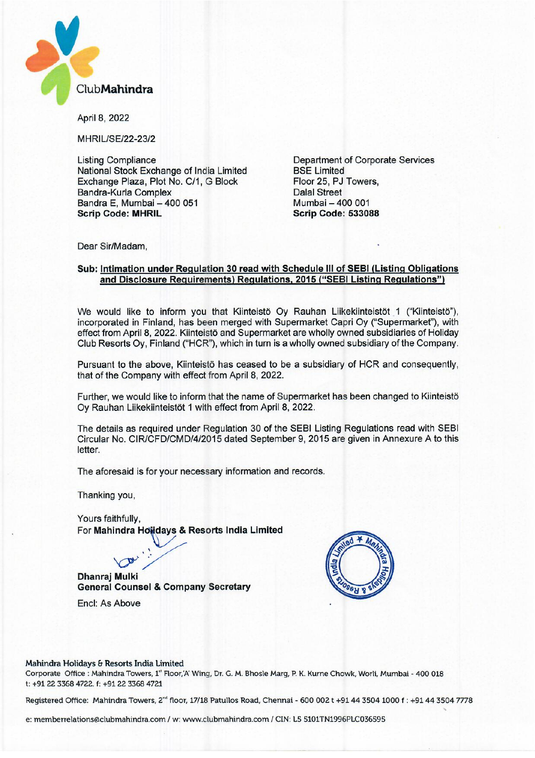April 8, 2022

MHRIL/SE/22-23/2

Listing Compliance
National Stock Exchange of India Limited
Exchange Plaza, Plot No. C/1, G Block
Bandra-Kurla Complex
Bandra E, Mumbai – 400 051
**Scrip Code: MHRIL**

Department of Corporate Services
BSE Limited
Floor 25, PJ Towers,
Dalal Street
Mumbai – 400 001
**Scrip Code: 533088**

Dear Sir/Madam,

**Sub: Intimation under Regulation 30 read with Schedule III of SEBI (Listing Obligations and Disclosure Requirements) Regulations, 2015 ("SEBI Listing Regulations")**

We would like to inform you that Kiinteistö Oy Rauhan Liikekiinteistöt 1 ("Kiinteistö"), incorporated in Finland, has been merged with Supermarket Capri Oy ("Supermarket"), with effect from April 8, 2022. Kiinteistö and Supermarket are wholly owned subsidiaries of Holiday Club Resorts Oy, Finland ("HCR"), which in turn is a wholly owned subsidiary of the Company.

Pursuant to the above, Kiinteistö has ceased to be a subsidiary of HCR and consequently, that of the Company with effect from April 8, 2022.

Further, we would like to inform that the name of Supermarket has been changed to Kiinteistö Oy Rauhan Liikekiinteistöt 1 with effect from April 8, 2022.

The details as required under Regulation 30 of the SEBI Listing Regulations read with SEBI Circular No. CIR/CFD/CMD/4/2015 dated September 9, 2015 are given in Annexure A to this letter.

The aforesaid is for your necessary information and records.

Thanking you,

Yours faithfully,
For **Mahindra Holidays & Resorts India Limited**

**Dhanraj Mulki**
**General Counsel & Company Secretary**

Encl: As Above

**Mahindra Holidays & Resorts India Limited**
Corporate Office : Mahindra Towers, 1st Floor,'A' Wing, Dr. G. M. Bhosle Marg, P. K. Kurne Chowk, Worli, Mumbai - 400 018
t: +91 22 3368 4722. f: +91 22 3368 4721

Registered Office: Mahindra Towers, 2nd floor, 17/18 Patullos Road, Chennai - 600 002 t +91 44 3504 1000 f : +91 44 3504 7778

e: memberrelations@clubmahindra.com / w: www.clubmahindra.com / CIN: L55101TN1996PLC036595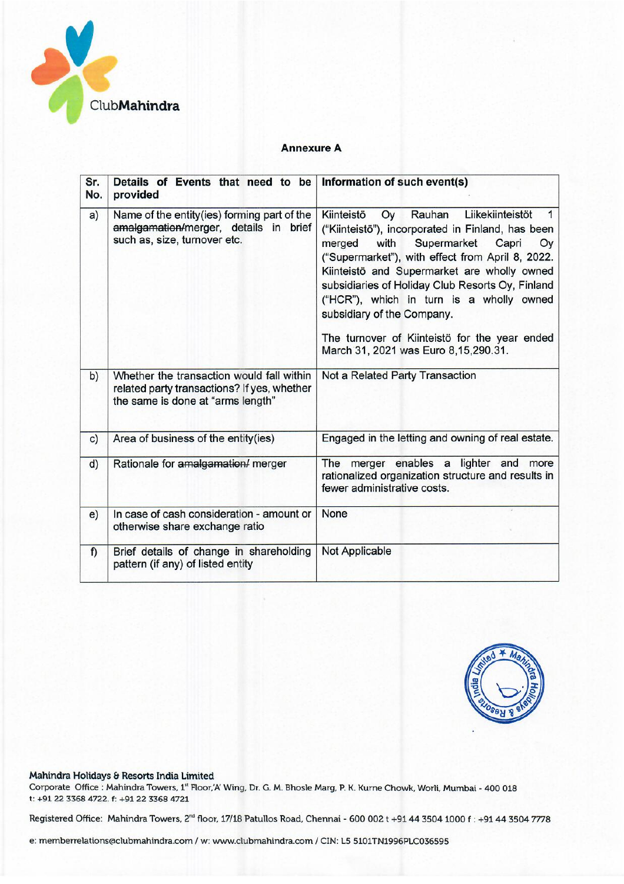## Annexure A

| Sr. No. | Details of Events that need to be provided | Information of such event(s) |
|---|---|---|
| a) | Name of the entity(ies) forming part of the ~~amalgamation/~~merger, details in brief such as, size, turnover etc. | Kiinteistö Oy Rauhan Liikekiinteistöt 1 ("Kiinteistö"), incorporated in Finland, has been merged with Supermarket Capri Oy ("Supermarket"), with effect from April 8, 2022. Kiinteistö and Supermarket are wholly owned subsidiaries of Holiday Club Resorts Oy, Finland ("HCR"), which in turn is a wholly owned subsidiary of the Company.<br><br>The turnover of Kiinteistö for the year ended March 31, 2021 was Euro 8,15,290.31. |
| b) | Whether the transaction would fall within related party transactions? If yes, whether the same is done at "arms length" | Not a Related Party Transaction |
| c) | Area of business of the entity(ies) | Engaged in the letting and owning of real estate. |
| d) | Rationale for ~~amalgamation/~~ merger | The merger enables a lighter and more rationalized organization structure and results in fewer administrative costs. |
| e) | In case of cash consideration - amount or otherwise share exchange ratio | None |
| f) | Brief details of change in shareholding pattern (if any) of listed entity | Not Applicable |

**Mahindra Holidays & Resorts India Limited**
Corporate Office : Mahindra Towers, 1st Floor,'A' Wing, Dr. G. M. Bhosle Marg, P. K. Kurne Chowk, Worli, Mumbai - 400 018
t: +91 22 3368 4722. f: +91 22 3368 4721

Registered Office: Mahindra Towers, 2nd floor, 17/18 Patullos Road, Chennai - 600 002 t +91 44 3504 1000 f : +91 44 3504 7778

e: memberrelations@clubmahindra.com / w: www.clubmahindra.com / CIN: L5 5101TN1996PLC036595